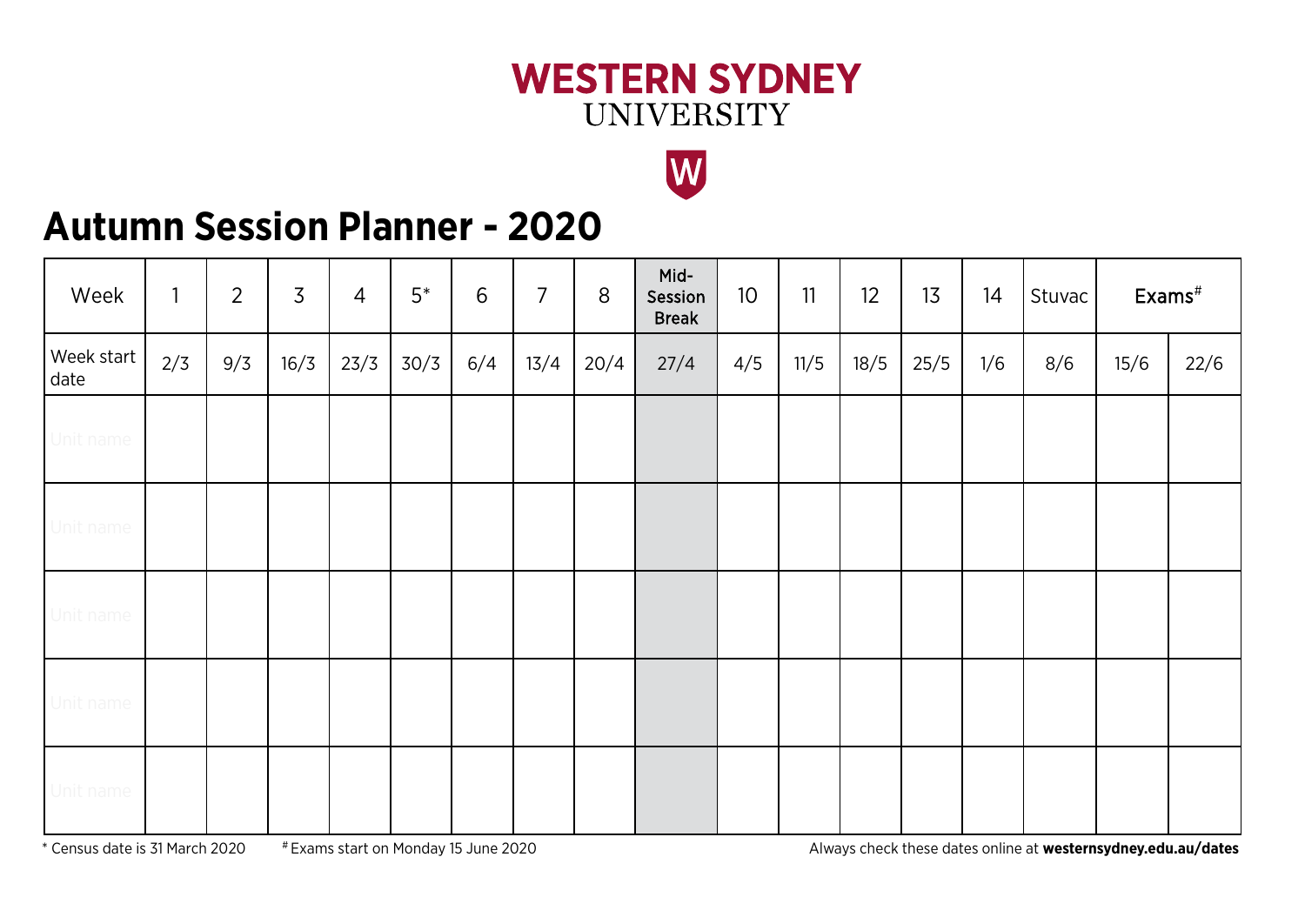WESTERN SYDNEY
UNIVERSITY

# Autumn Session Planner - 2020

| Week | 1 | 2 | 3 | 4 | 5* | 6 | 7 | 8 | Mid-Session Break | 10 | 11 | 12 | 13 | 14 | Stuvac | Exams# | |
|---|---|---|---|---|---|---|---|---|---|---|---|---|---|---|---|---|---|
| Week start date | 2/3 | 9/3 | 16/3 | 23/3 | 30/3 | 6/4 | 13/4 | 20/4 | 27/4 | 4/5 | 11/5 | 18/5 | 25/5 | 1/6 | 8/6 | 15/6 | 22/6 |
| Unit name | | | | | | | | | | | | | | | | | |
| Unit name | | | | | | | | | | | | | | | | | |
| Unit name | | | | | | | | | | | | | | | | | |
| Unit name | | | | | | | | | | | | | | | | | |
| Unit name | | | | | | | | | | | | | | | | | |

* Census date is 31 March 2020

# Exams start on Monday 15 June 2020

Always check these dates online at **westernsydney.edu.au/dates**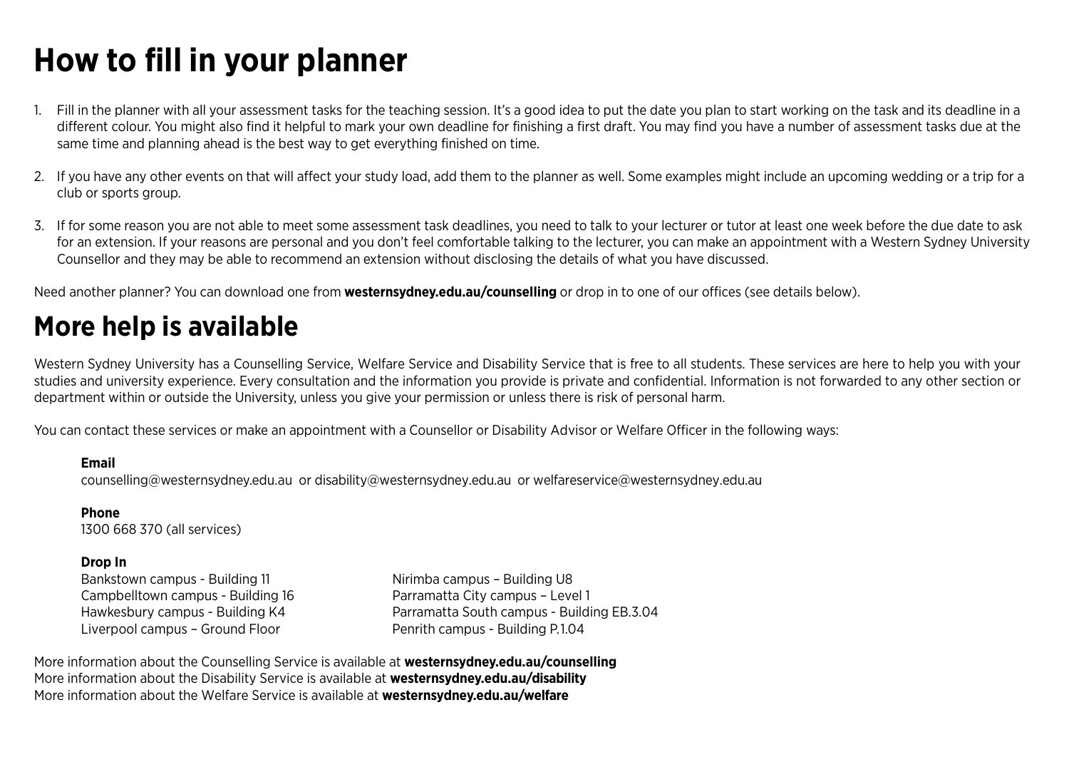# How to fill in your planner

1. Fill in the planner with all your assessment tasks for the teaching session. It's a good idea to put the date you plan to start working on the task and its deadline in a different colour. You might also find it helpful to mark your own deadline for finishing a first draft. You may find you have a number of assessment tasks due at the same time and planning ahead is the best way to get everything finished on time.

2. If you have any other events on that will affect your study load, add them to the planner as well. Some examples might include an upcoming wedding or a trip for a club or sports group.

3. If for some reason you are not able to meet some assessment task deadlines, you need to talk to your lecturer or tutor at least one week before the due date to ask for an extension. If your reasons are personal and you don't feel comfortable talking to the lecturer, you can make an appointment with a Western Sydney University Counsellor and they may be able to recommend an extension without disclosing the details of what you have discussed.

Need another planner? You can download one from **westernsydney.edu.au/counselling** or drop in to one of our offices (see details below).

# More help is available

Western Sydney University has a Counselling Service, Welfare Service and Disability Service that is free to all students. These services are here to help you with your studies and university experience. Every consultation and the information you provide is private and confidential. Information is not forwarded to any other section or department within or outside the University, unless you give your permission or unless there is risk of personal harm.

You can contact these services or make an appointment with a Counsellor or Disability Advisor or Welfare Officer in the following ways:

**Email**
counselling@westernsydney.edu.au or disability@westernsydney.edu.au or welfareservice@westernsydney.edu.au

**Phone**
1300 668 370 (all services)

**Drop In**
Bankstown campus - Building 11
Campbelltown campus - Building 16
Hawkesbury campus - Building K4
Liverpool campus – Ground Floor
Nirimba campus – Building U8
Parramatta City campus – Level 1
Parramatta South campus - Building EB.3.04
Penrith campus - Building P.1.04

More information about the Counselling Service is available at **westernsydney.edu.au/counselling**
More information about the Disability Service is available at **westernsydney.edu.au/disability**
More information about the Welfare Service is available at **westernsydney.edu.au/welfare**